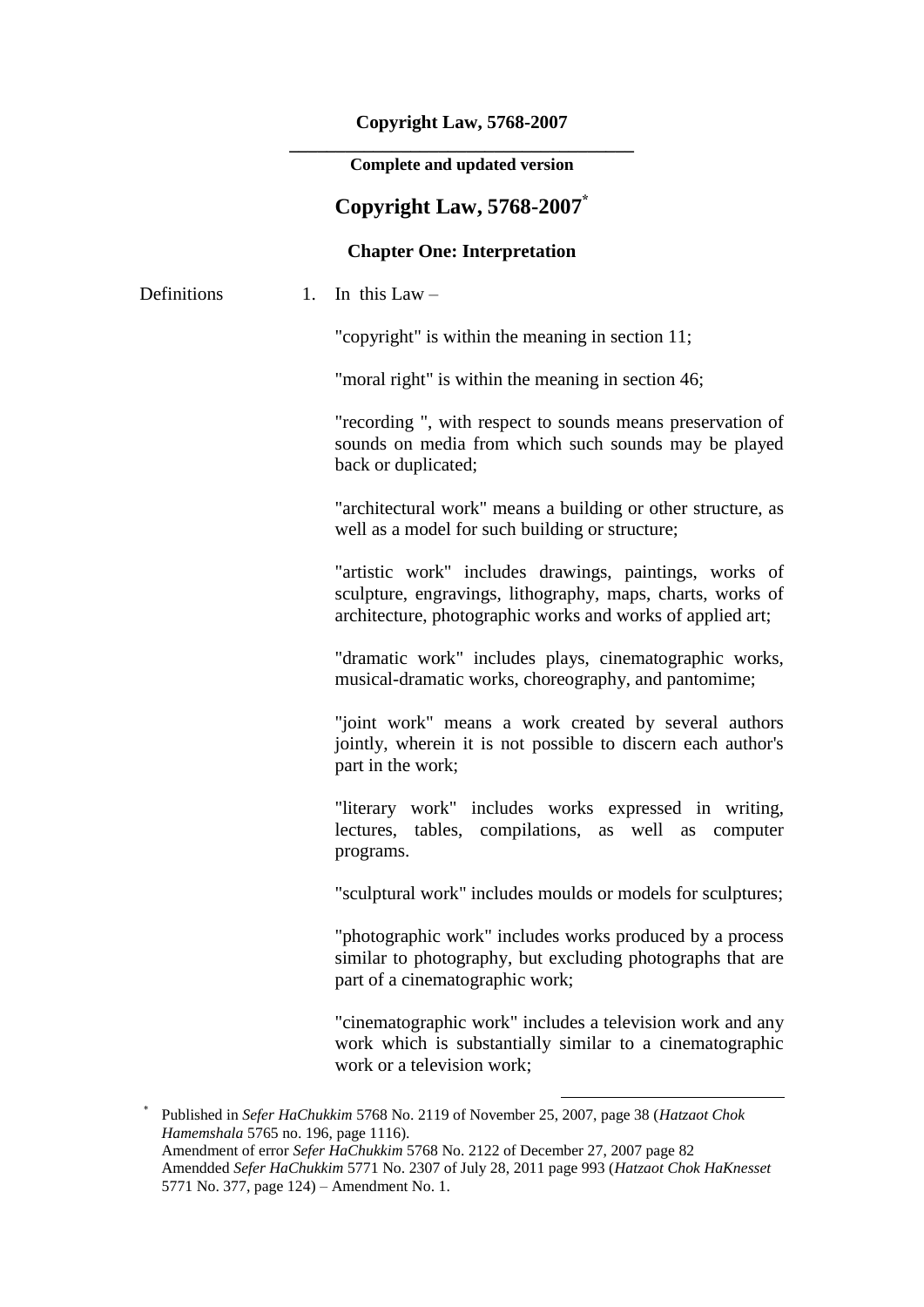**Copyright Law, 5768-2007**

**Complete and updated version**

# Copyright Law, 5768-2007*

## Chapter One: Interpretation

Definitions

1. In this Law –

"copyright" is within the meaning in section 11;

"moral right" is within the meaning in section 46;

"recording ", with respect to sounds means preservation of sounds on media from which such sounds may be played back or duplicated;

"architectural work" means a building or other structure, as well as a model for such building or structure;

"artistic work" includes drawings, paintings, works of sculpture, engravings, lithography, maps, charts, works of architecture, photographic works and works of applied art;

"dramatic work" includes plays, cinematographic works, musical-dramatic works, choreography, and pantomime;

"joint work" means a work created by several authors jointly, wherein it is not possible to discern each author's part in the work;

"literary work" includes works expressed in writing, lectures, tables, compilations, as well as computer programs.

"sculptural work" includes moulds or models for sculptures;

"photographic work" includes works produced by a process similar to photography, but excluding photographs that are part of a cinematographic work;

"cinematographic work" includes a television work and any work which is substantially similar to a cinematographic work or a television work;

---

\* Published in *Sefer HaChukkim* 5768 No. 2119 of November 25, 2007, page 38 (*Hatzaot Chok Hamemshala* 5765 no. 196, page 1116).
Amendment of error *Sefer HaChukkim* 5768 No. 2122 of December 27, 2007 page 82
Amendded *Sefer HaChukkim* 5771 No. 2307 of July 28, 2011 page 993 (*Hatzaot Chok HaKnesset* 5771 No. 377, page 124) – Amendment No. 1.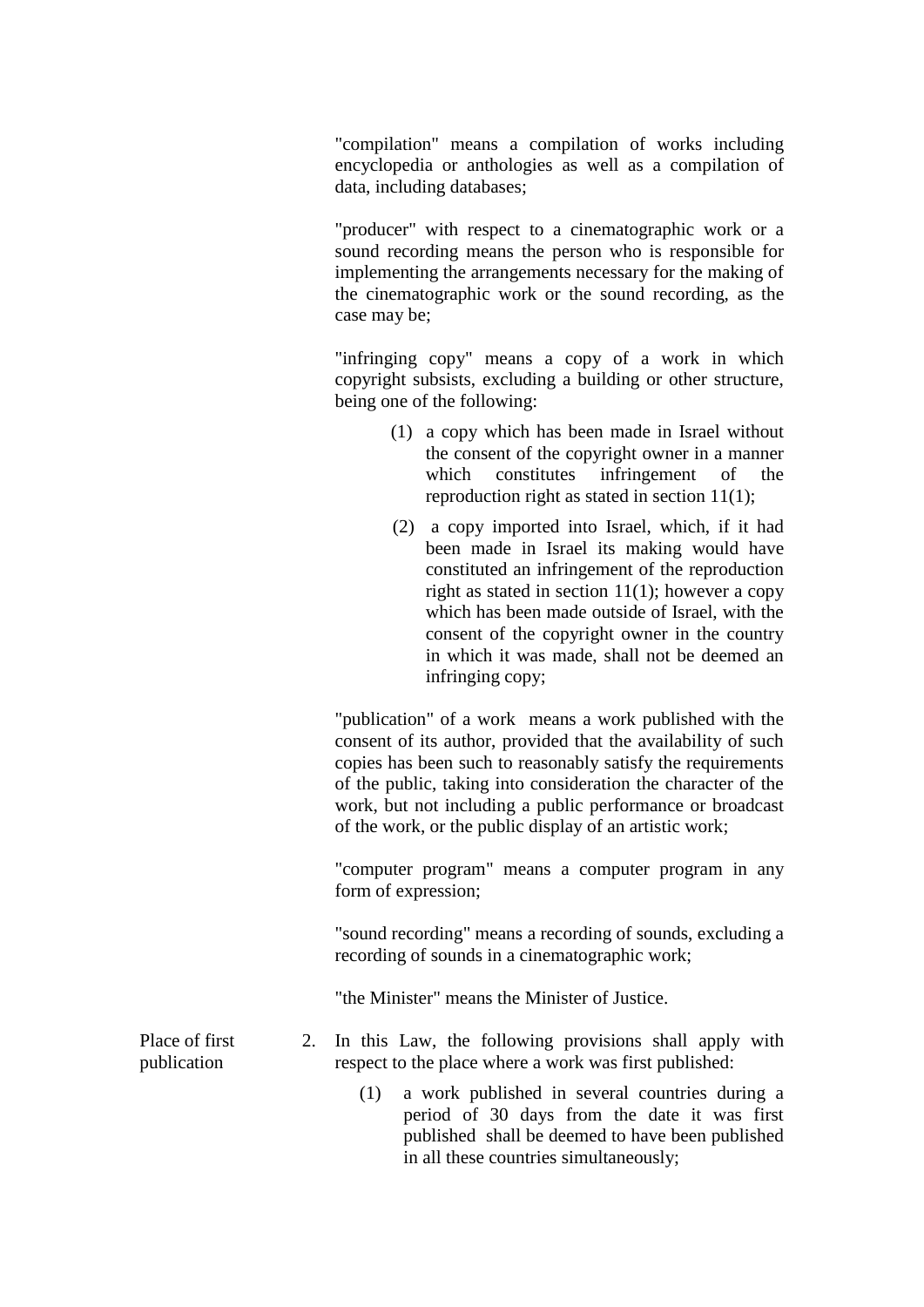"compilation" means a compilation of works including encyclopedia or anthologies as well as a compilation of data, including databases;

"producer" with respect to a cinematographic work or a sound recording means the person who is responsible for implementing the arrangements necessary for the making of the cinematographic work or the sound recording, as the case may be;

"infringing copy" means a copy of a work in which copyright subsists, excluding a building or other structure, being one of the following:

(1) a copy which has been made in Israel without the consent of the copyright owner in a manner which constitutes infringement of the reproduction right as stated in section 11(1);

(2) a copy imported into Israel, which, if it had been made in Israel its making would have constituted an infringement of the reproduction right as stated in section 11(1); however a copy which has been made outside of Israel, with the consent of the copyright owner in the country in which it was made, shall not be deemed an infringing copy;

"publication" of a work means a work published with the consent of its author, provided that the availability of such copies has been such to reasonably satisfy the requirements of the public, taking into consideration the character of the work, but not including a public performance or broadcast of the work, or the public display of an artistic work;

"computer program" means a computer program in any form of expression;

"sound recording" means a recording of sounds, excluding a recording of sounds in a cinematographic work;

"the Minister" means the Minister of Justice.

**Place of first publication**

2. In this Law, the following provisions shall apply with respect to the place where a work was first published:

(1) a work published in several countries during a period of 30 days from the date it was first published shall be deemed to have been published in all these countries simultaneously;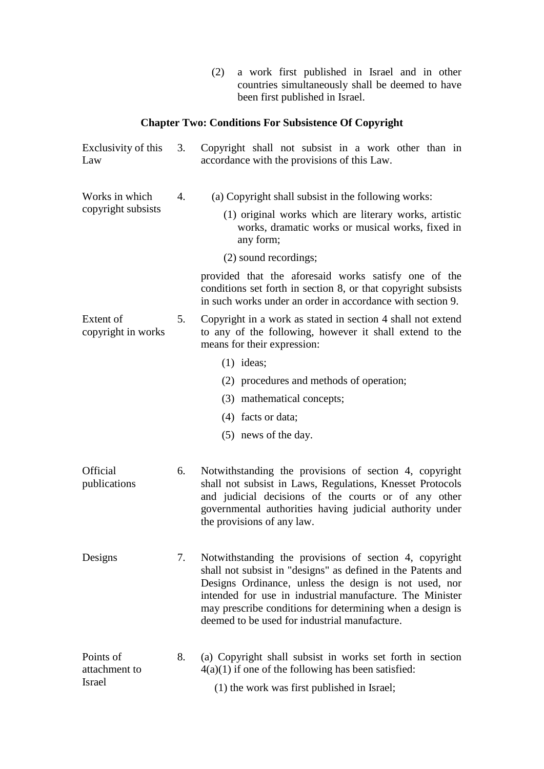(2) a work first published in Israel and in other countries simultaneously shall be deemed to have been first published in Israel.

## Chapter Two: Conditions For Subsistence Of Copyright

**Exclusivity of this Law**

3. Copyright shall not subsist in a work other than in accordance with the provisions of this Law.

**Works in which copyright subsists**

4. (a) Copyright shall subsist in the following works:

   (1) original works which are literary works, artistic works, dramatic works or musical works, fixed in any form;

   (2) sound recordings;

   provided that the aforesaid works satisfy one of the conditions set forth in section 8, or that copyright subsists in such works under an order in accordance with section 9.

**Extent of copyright in works**

5. Copyright in a work as stated in section 4 shall not extend to any of the following, however it shall extend to the means for their expression:

   (1) ideas;

   (2) procedures and methods of operation;

   (3) mathematical concepts;

   (4) facts or data;

   (5) news of the day.

**Official publications**

6. Notwithstanding the provisions of section 4, copyright shall not subsist in Laws, Regulations, Knesset Protocols and judicial decisions of the courts or of any other governmental authorities having judicial authority under the provisions of any law.

**Designs**

7. Notwithstanding the provisions of section 4, copyright shall not subsist in "designs" as defined in the Patents and Designs Ordinance, unless the design is not used, nor intended for use in industrial manufacture. The Minister may prescribe conditions for determining when a design is deemed to be used for industrial manufacture.

**Points of attachment to Israel**

8. (a) Copyright shall subsist in works set forth in section 4(a)(1) if one of the following has been satisfied:

   (1) the work was first published in Israel;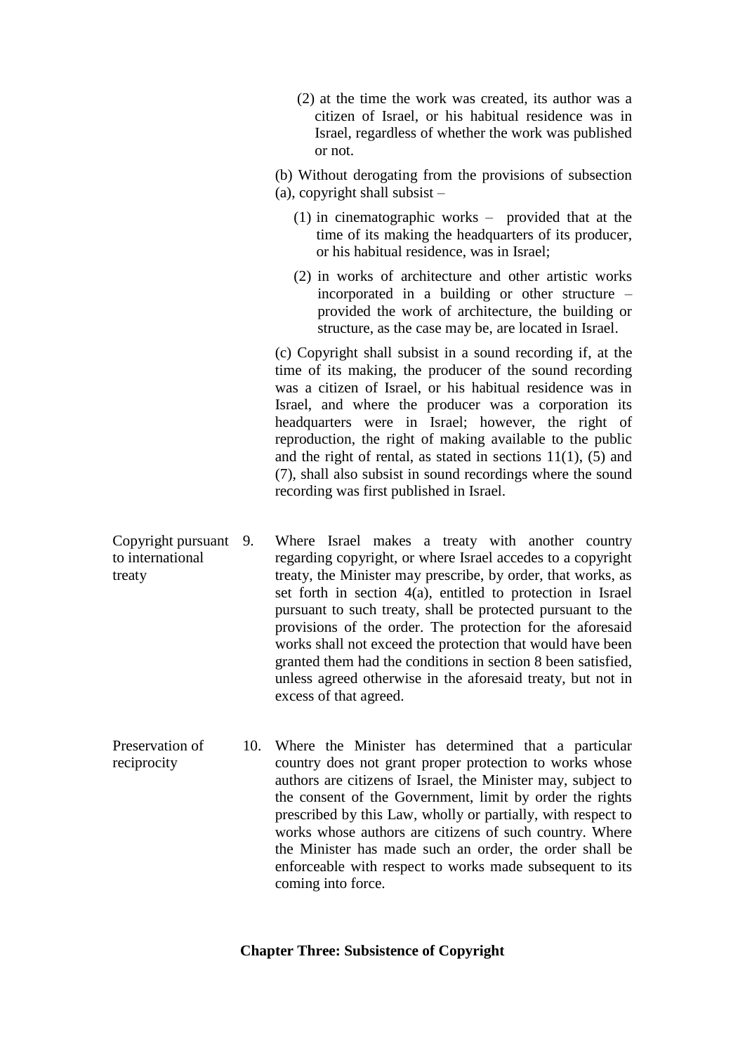(2) at the time the work was created, its author was a citizen of Israel, or his habitual residence was in Israel, regardless of whether the work was published or not.

(b) Without derogating from the provisions of subsection (a), copyright shall subsist –

(1) in cinematographic works – provided that at the time of its making the headquarters of its producer, or his habitual residence, was in Israel;

(2) in works of architecture and other artistic works incorporated in a building or other structure – provided the work of architecture, the building or structure, as the case may be, are located in Israel.

(c) Copyright shall subsist in a sound recording if, at the time of its making, the producer of the sound recording was a citizen of Israel, or his habitual residence was in Israel, and where the producer was a corporation its headquarters were in Israel; however, the right of reproduction, the right of making available to the public and the right of rental, as stated in sections 11(1), (5) and (7), shall also subsist in sound recordings where the sound recording was first published in Israel.

**Copyright pursuant to international treaty**

9. Where Israel makes a treaty with another country regarding copyright, or where Israel accedes to a copyright treaty, the Minister may prescribe, by order, that works, as set forth in section 4(a), entitled to protection in Israel pursuant to such treaty, shall be protected pursuant to the provisions of the order. The protection for the aforesaid works shall not exceed the protection that would have been granted them had the conditions in section 8 been satisfied, unless agreed otherwise in the aforesaid treaty, but not in excess of that agreed.

**Preservation of reciprocity**

10. Where the Minister has determined that a particular country does not grant proper protection to works whose authors are citizens of Israel, the Minister may, subject to the consent of the Government, limit by order the rights prescribed by this Law, wholly or partially, with respect to works whose authors are citizens of such country. Where the Minister has made such an order, the order shall be enforceable with respect to works made subsequent to its coming into force.

## Chapter Three: Subsistence of Copyright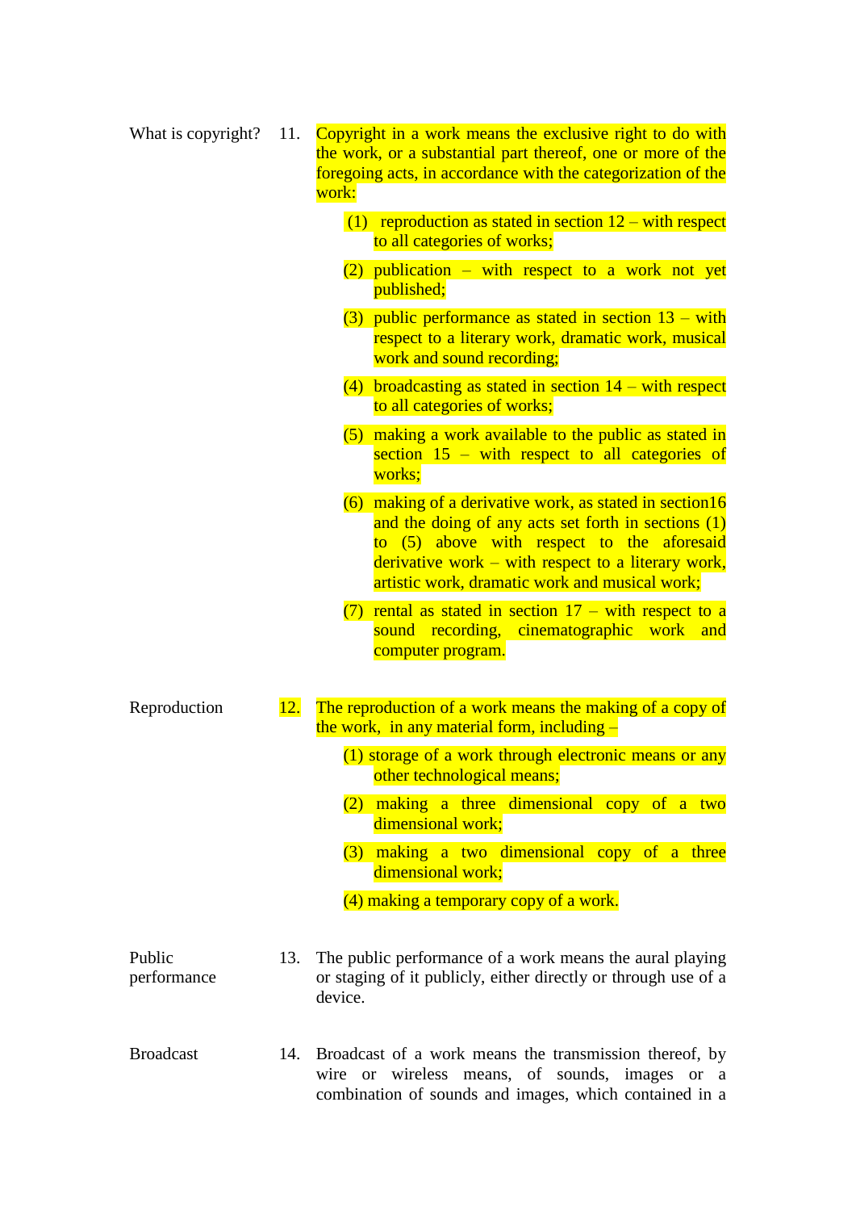**What is copyright?**

11. Copyright in a work means the exclusive right to do with the work, or a substantial part thereof, one or more of the foregoing acts, in accordance with the categorization of the work:

    (1) reproduction as stated in section 12 – with respect to all categories of works;

    (2) publication – with respect to a work not yet published;

    (3) public performance as stated in section 13 – with respect to a literary work, dramatic work, musical work and sound recording;

    (4) broadcasting as stated in section 14 – with respect to all categories of works;

    (5) making a work available to the public as stated in section 15 – with respect to all categories of works;

    (6) making of a derivative work, as stated in section16 and the doing of any acts set forth in sections (1) to (5) above with respect to the aforesaid derivative work – with respect to a literary work, artistic work, dramatic work and musical work;

    (7) rental as stated in section 17 – with respect to a sound recording, cinematographic work and computer program.

**Reproduction**

12. The reproduction of a work means the making of a copy of the work, in any material form, including –

    (1) storage of a work through electronic means or any other technological means;

    (2) making a three dimensional copy of a two dimensional work;

    (3) making a two dimensional copy of a three dimensional work;

    (4) making a temporary copy of a work.

**Public performance**

13. The public performance of a work means the aural playing or staging of it publicly, either directly or through use of a device.

**Broadcast**

14. Broadcast of a work means the transmission thereof, by wire or wireless means, of sounds, images or a combination of sounds and images, which contained in a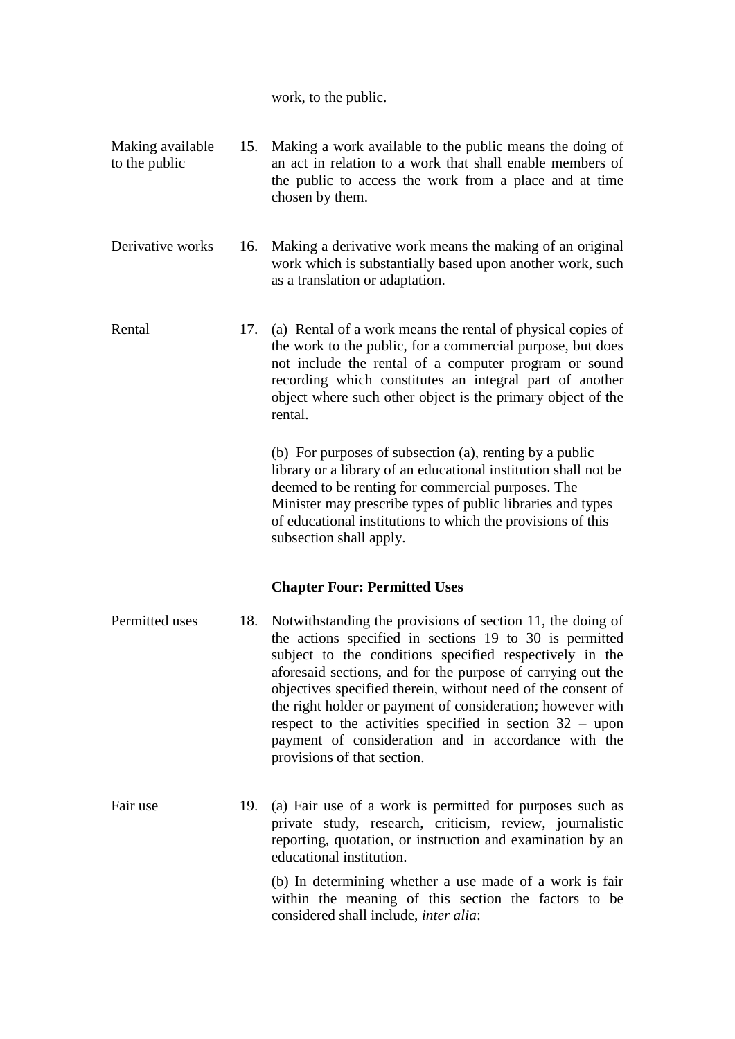work, to the public.

Making available to the public

15. Making a work available to the public means the doing of an act in relation to a work that shall enable members of the public to access the work from a place and at time chosen by them.

Derivative works

16. Making a derivative work means the making of an original work which is substantially based upon another work, such as a translation or adaptation.

Rental

17. (a) Rental of a work means the rental of physical copies of the work to the public, for a commercial purpose, but does not include the rental of a computer program or sound recording which constitutes an integral part of another object where such other object is the primary object of the rental.

(b) For purposes of subsection (a), renting by a public library or a library of an educational institution shall not be deemed to be renting for commercial purposes. The Minister may prescribe types of public libraries and types of educational institutions to which the provisions of this subsection shall apply.

**Chapter Four: Permitted Uses**

Permitted uses

18. Notwithstanding the provisions of section 11, the doing of the actions specified in sections 19 to 30 is permitted subject to the conditions specified respectively in the aforesaid sections, and for the purpose of carrying out the objectives specified therein, without need of the consent of the right holder or payment of consideration; however with respect to the activities specified in section 32 – upon payment of consideration and in accordance with the provisions of that section.

Fair use

19. (a) Fair use of a work is permitted for purposes such as private study, research, criticism, review, journalistic reporting, quotation, or instruction and examination by an educational institution.

(b) In determining whether a use made of a work is fair within the meaning of this section the factors to be considered shall include, *inter alia*: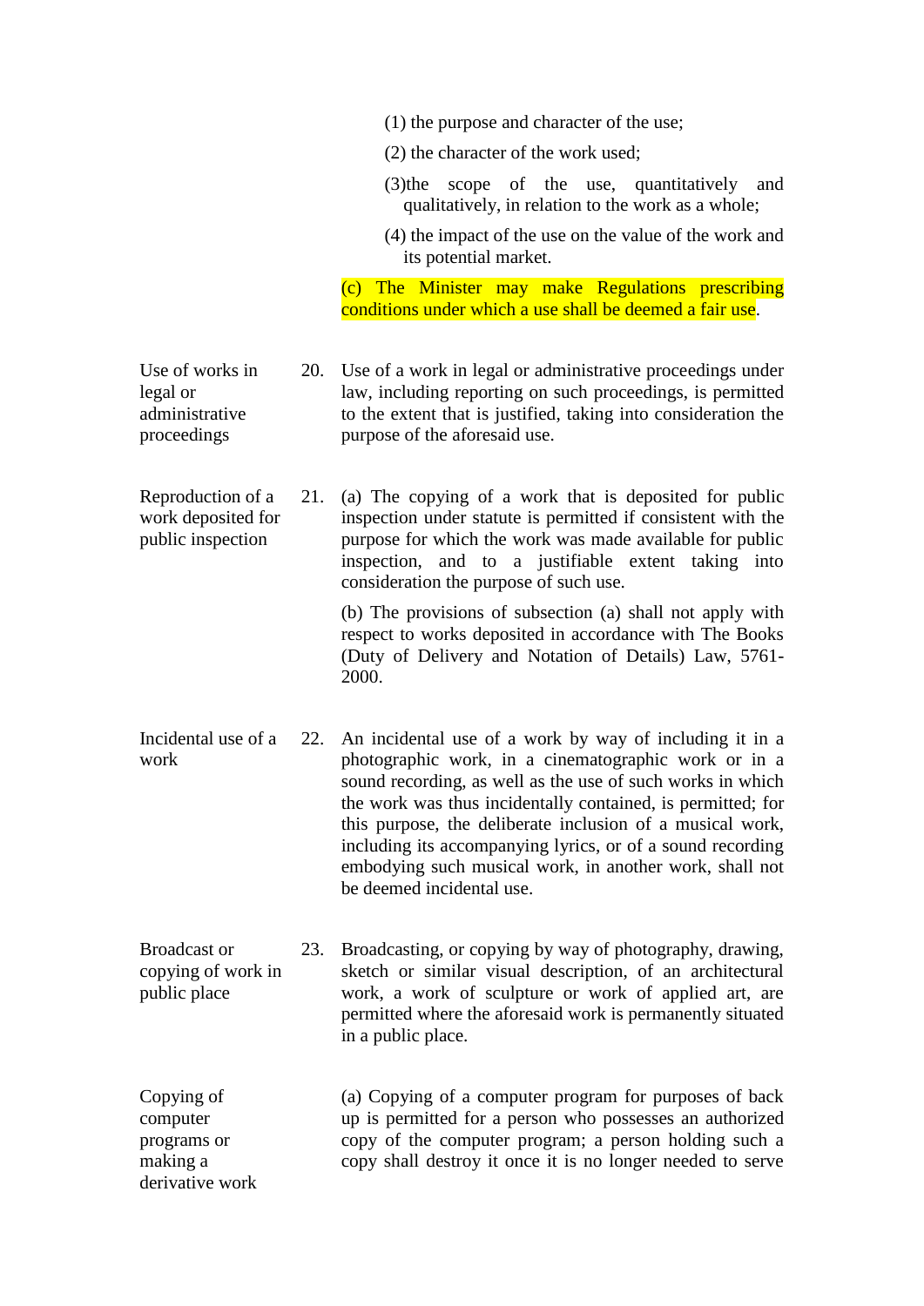(1) the purpose and character of the use;

(2) the character of the work used;

(3)the scope of the use, quantitatively and qualitatively, in relation to the work as a whole;

(4) the impact of the use on the value of the work and its potential market.

(c) The Minister may make Regulations prescribing conditions under which a use shall be deemed a fair use.

**Use of works in legal or administrative proceedings**

20. Use of a work in legal or administrative proceedings under law, including reporting on such proceedings, is permitted to the extent that is justified, taking into consideration the purpose of the aforesaid use.

**Reproduction of a work deposited for public inspection**

21. (a) The copying of a work that is deposited for public inspection under statute is permitted if consistent with the purpose for which the work was made available for public inspection, and to a justifiable extent taking into consideration the purpose of such use.

(b) The provisions of subsection (a) shall not apply with respect to works deposited in accordance with The Books (Duty of Delivery and Notation of Details) Law, 5761-2000.

**Incidental use of a work**

22. An incidental use of a work by way of including it in a photographic work, in a cinematographic work or in a sound recording, as well as the use of such works in which the work was thus incidentally contained, is permitted; for this purpose, the deliberate inclusion of a musical work, including its accompanying lyrics, or of a sound recording embodying such musical work, in another work, shall not be deemed incidental use.

**Broadcast or copying of work in public place**

23. Broadcasting, or copying by way of photography, drawing, sketch or similar visual description, of an architectural work, a work of sculpture or work of applied art, are permitted where the aforesaid work is permanently situated in a public place.

**Copying of computer programs or making a derivative work**

(a) Copying of a computer program for purposes of back up is permitted for a person who possesses an authorized copy of the computer program; a person holding such a copy shall destroy it once it is no longer needed to serve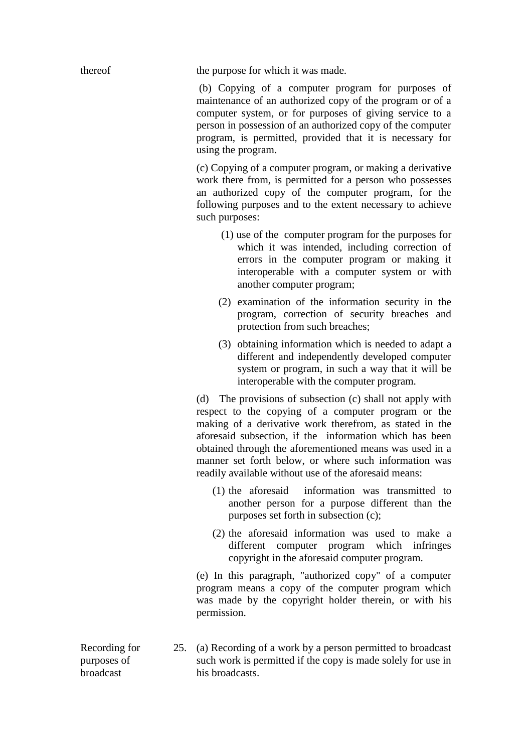thereof

the purpose for which it was made.

(b) Copying of a computer program for purposes of maintenance of an authorized copy of the program or of a computer system, or for purposes of giving service to a person in possession of an authorized copy of the computer program, is permitted, provided that it is necessary for using the program.

(c) Copying of a computer program, or making a derivative work there from, is permitted for a person who possesses an authorized copy of the computer program, for the following purposes and to the extent necessary to achieve such purposes:

(1) use of the computer program for the purposes for which it was intended, including correction of errors in the computer program or making it interoperable with a computer system or with another computer program;

(2) examination of the information security in the program, correction of security breaches and protection from such breaches;

(3) obtaining information which is needed to adapt a different and independently developed computer system or program, in such a way that it will be interoperable with the computer program.

(d) The provisions of subsection (c) shall not apply with respect to the copying of a computer program or the making of a derivative work therefrom, as stated in the aforesaid subsection, if the information which has been obtained through the aforementioned means was used in a manner set forth below, or where such information was readily available without use of the aforesaid means:

(1) the aforesaid information was transmitted to another person for a purpose different than the purposes set forth in subsection (c);

(2) the aforesaid information was used to make a different computer program which infringes copyright in the aforesaid computer program.

(e) In this paragraph, "authorized copy" of a computer program means a copy of the computer program which was made by the copyright holder therein, or with his permission.

Recording for purposes of broadcast

25. (a) Recording of a work by a person permitted to broadcast such work is permitted if the copy is made solely for use in his broadcasts.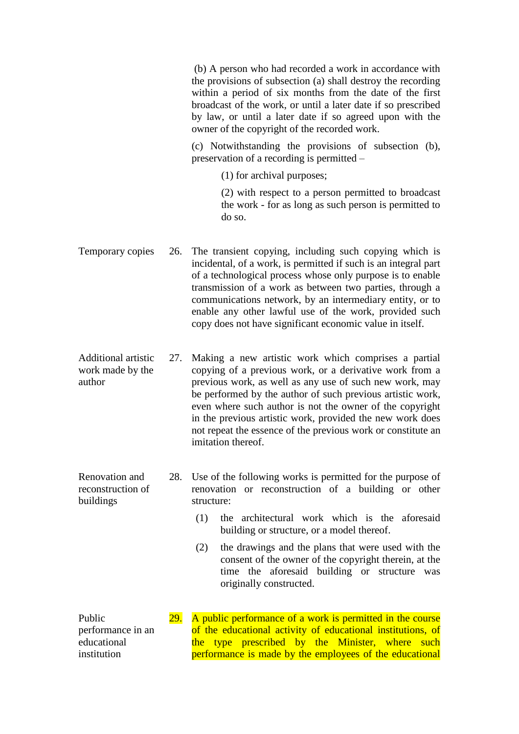(b) A person who had recorded a work in accordance with the provisions of subsection (a) shall destroy the recording within a period of six months from the date of the first broadcast of the work, or until a later date if so prescribed by law, or until a later date if so agreed upon with the owner of the copyright of the recorded work.

(c) Notwithstanding the provisions of subsection (b), preservation of a recording is permitted –

(1) for archival purposes;

(2) with respect to a person permitted to broadcast the work - for as long as such person is permitted to do so.

**Temporary copies**

26. The transient copying, including such copying which is incidental, of a work, is permitted if such is an integral part of a technological process whose only purpose is to enable transmission of a work as between two parties, through a communications network, by an intermediary entity, or to enable any other lawful use of the work, provided such copy does not have significant economic value in itself.

**Additional artistic work made by the author**

27. Making a new artistic work which comprises a partial copying of a previous work, or a derivative work from a previous work, as well as any use of such new work, may be performed by the author of such previous artistic work, even where such author is not the owner of the copyright in the previous artistic work, provided the new work does not repeat the essence of the previous work or constitute an imitation thereof.

**Renovation and reconstruction of buildings**

28. Use of the following works is permitted for the purpose of renovation or reconstruction of a building or other structure:

(1) the architectural work which is the aforesaid building or structure, or a model thereof.

(2) the drawings and the plans that were used with the consent of the owner of the copyright therein, at the time the aforesaid building or structure was originally constructed.

**Public performance in an educational institution**

29. A public performance of a work is permitted in the course of the educational activity of educational institutions, of the type prescribed by the Minister, where such performance is made by the employees of the educational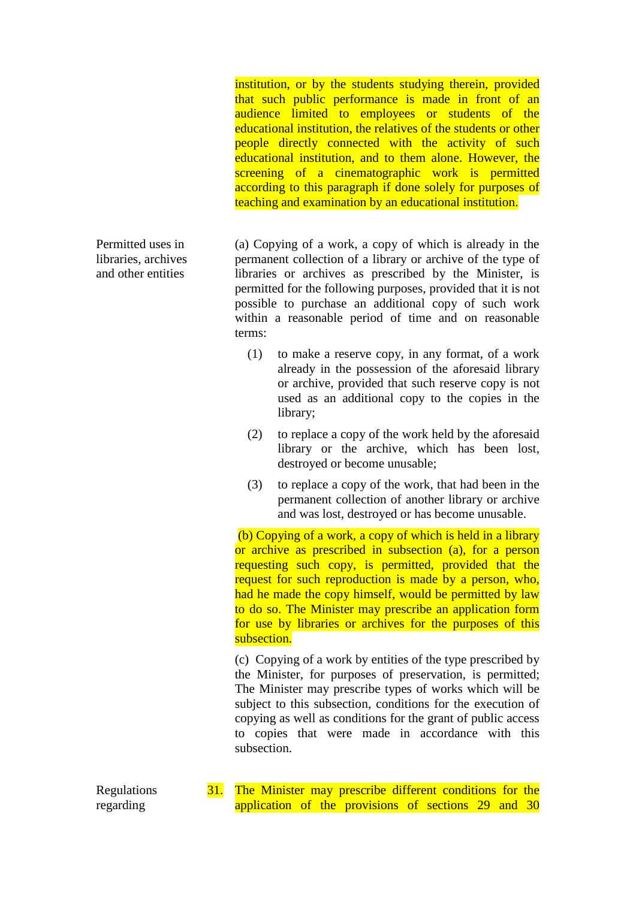institution, or by the students studying therein, provided that such public performance is made in front of an audience limited to employees or students of the educational institution, the relatives of the students or other people directly connected with the activity of such educational institution, and to them alone. However, the screening of a cinematographic work is permitted according to this paragraph if done solely for purposes of teaching and examination by an educational institution.

**Permitted uses in libraries, archives and other entities**

(a) Copying of a work, a copy of which is already in the permanent collection of a library or archive of the type of libraries or archives as prescribed by the Minister, is permitted for the following purposes, provided that it is not possible to purchase an additional copy of such work within a reasonable period of time and on reasonable terms:

(1) to make a reserve copy, in any format, of a work already in the possession of the aforesaid library or archive, provided that such reserve copy is not used as an additional copy to the copies in the library;

(2) to replace a copy of the work held by the aforesaid library or the archive, which has been lost, destroyed or become unusable;

(3) to replace a copy of the work, that had been in the permanent collection of another library or archive and was lost, destroyed or has become unusable.

(b) Copying of a work, a copy of which is held in a library or archive as prescribed in subsection (a), for a person requesting such copy, is permitted, provided that the request for such reproduction is made by a person, who, had he made the copy himself, would be permitted by law to do so. The Minister may prescribe an application form for use by libraries or archives for the purposes of this subsection.

(c) Copying of a work by entities of the type prescribed by the Minister, for purposes of preservation, is permitted; The Minister may prescribe types of works which will be subject to this subsection, conditions for the execution of copying as well as conditions for the grant of public access to copies that were made in accordance with this subsection.

**Regulations regarding**

31. The Minister may prescribe different conditions for the application of the provisions of sections 29 and 30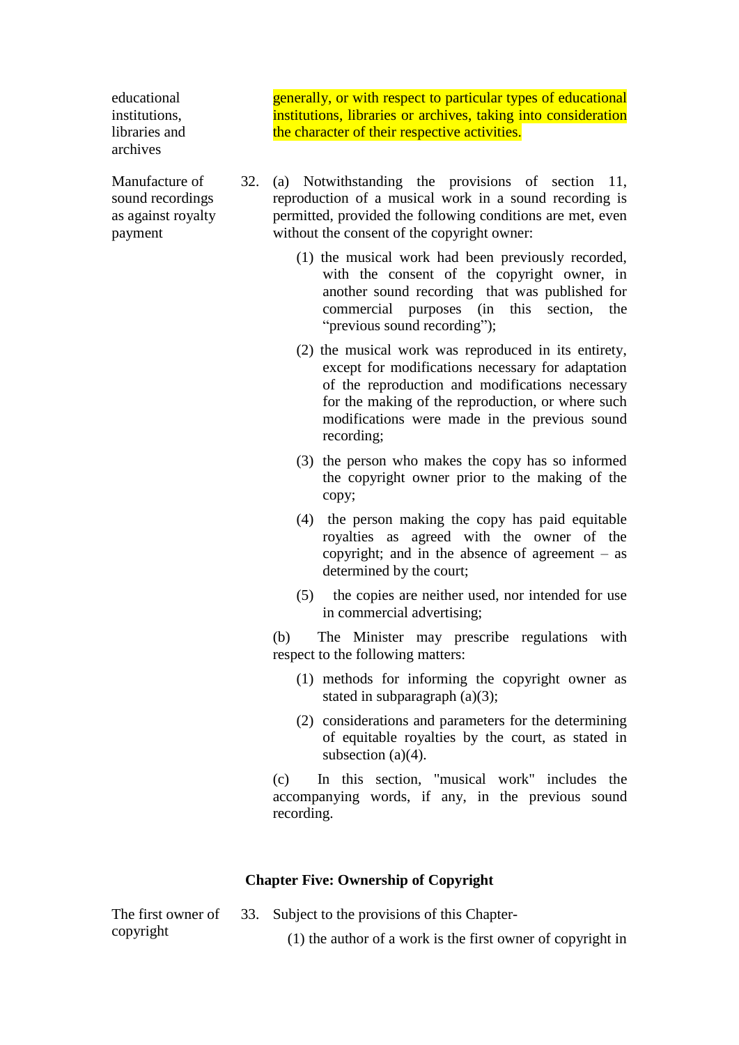educational institutions, libraries and archives

generally, or with respect to particular types of educational institutions, libraries or archives, taking into consideration the character of their respective activities.

Manufacture of sound recordings as against royalty payment

32. (a) Notwithstanding the provisions of section 11, reproduction of a musical work in a sound recording is permitted, provided the following conditions are met, even without the consent of the copyright owner:

(1) the musical work had been previously recorded, with the consent of the copyright owner, in another sound recording that was published for commercial purposes (in this section, the "previous sound recording");

(2) the musical work was reproduced in its entirety, except for modifications necessary for adaptation of the reproduction and modifications necessary for the making of the reproduction, or where such modifications were made in the previous sound recording;

(3) the person who makes the copy has so informed the copyright owner prior to the making of the copy;

(4) the person making the copy has paid equitable royalties as agreed with the owner of the copyright; and in the absence of agreement – as determined by the court;

(5) the copies are neither used, nor intended for use in commercial advertising;

(b) The Minister may prescribe regulations with respect to the following matters:

(1) methods for informing the copyright owner as stated in subparagraph (a)(3);

(2) considerations and parameters for the determining of equitable royalties by the court, as stated in subsection (a)(4).

(c) In this section, "musical work" includes the accompanying words, if any, in the previous sound recording.

## Chapter Five: Ownership of Copyright

The first owner of copyright

33. Subject to the provisions of this Chapter-

(1) the author of a work is the first owner of copyright in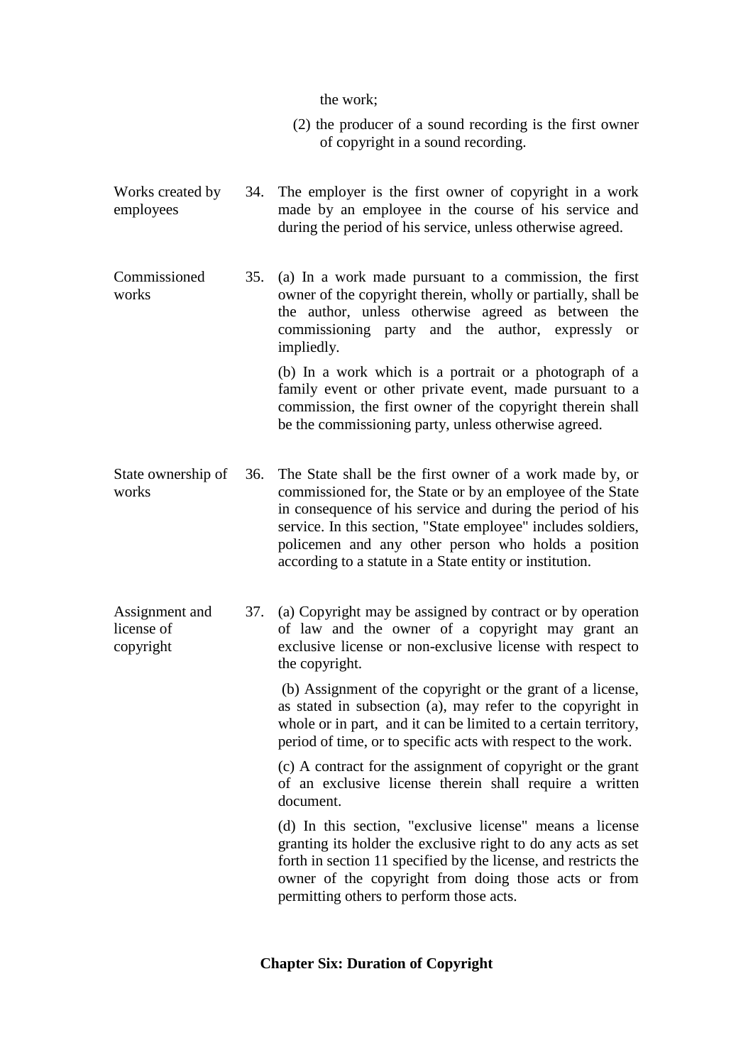the work;

(2) the producer of a sound recording is the first owner of copyright in a sound recording.

Works created by employees

34. The employer is the first owner of copyright in a work made by an employee in the course of his service and during the period of his service, unless otherwise agreed.

Commissioned works

35. (a) In a work made pursuant to a commission, the first owner of the copyright therein, wholly or partially, shall be the author, unless otherwise agreed as between the commissioning party and the author, expressly or impliedly.

(b) In a work which is a portrait or a photograph of a family event or other private event, made pursuant to a commission, the first owner of the copyright therein shall be the commissioning party, unless otherwise agreed.

State ownership of works

36. The State shall be the first owner of a work made by, or commissioned for, the State or by an employee of the State in consequence of his service and during the period of his service. In this section, "State employee" includes soldiers, policemen and any other person who holds a position according to a statute in a State entity or institution.

Assignment and license of copyright

37. (a) Copyright may be assigned by contract or by operation of law and the owner of a copyright may grant an exclusive license or non-exclusive license with respect to the copyright.

(b) Assignment of the copyright or the grant of a license, as stated in subsection (a), may refer to the copyright in whole or in part, and it can be limited to a certain territory, period of time, or to specific acts with respect to the work.

(c) A contract for the assignment of copyright or the grant of an exclusive license therein shall require a written document.

(d) In this section, "exclusive license" means a license granting its holder the exclusive right to do any acts as set forth in section 11 specified by the license, and restricts the owner of the copyright from doing those acts or from permitting others to perform those acts.

## Chapter Six: Duration of Copyright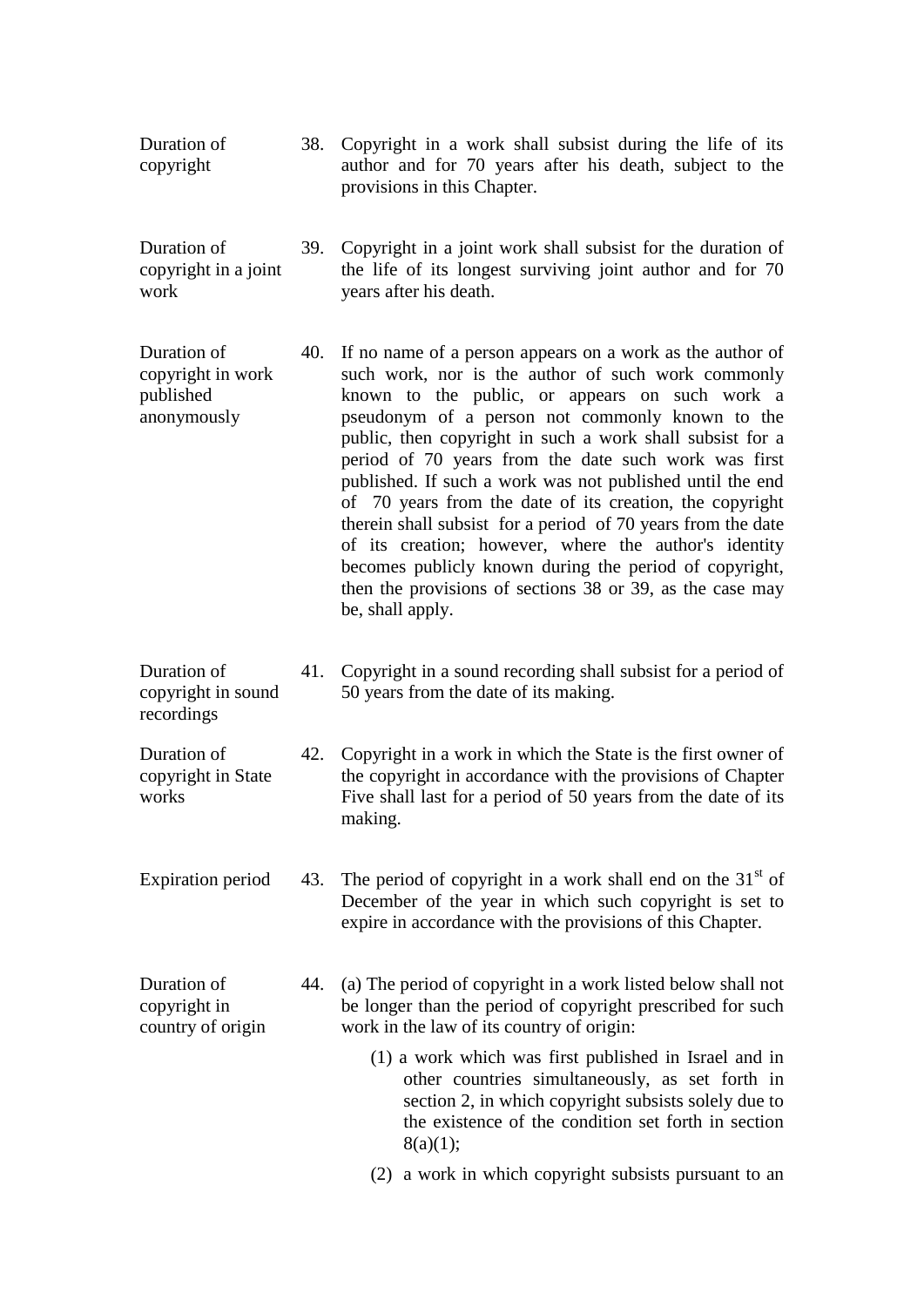**Duration of copyright**

38. Copyright in a work shall subsist during the life of its author and for 70 years after his death, subject to the provisions in this Chapter.

**Duration of copyright in a joint work**

39. Copyright in a joint work shall subsist for the duration of the life of its longest surviving joint author and for 70 years after his death.

**Duration of copyright in work published anonymously**

40. If no name of a person appears on a work as the author of such work, nor is the author of such work commonly known to the public, or appears on such work a pseudonym of a person not commonly known to the public, then copyright in such a work shall subsist for a period of 70 years from the date such work was first published. If such a work was not published until the end of 70 years from the date of its creation, the copyright therein shall subsist for a period of 70 years from the date of its creation; however, where the author's identity becomes publicly known during the period of copyright, then the provisions of sections 38 or 39, as the case may be, shall apply.

**Duration of copyright in sound recordings**

41. Copyright in a sound recording shall subsist for a period of 50 years from the date of its making.

**Duration of copyright in State works**

42. Copyright in a work in which the State is the first owner of the copyright in accordance with the provisions of Chapter Five shall last for a period of 50 years from the date of its making.

**Expiration period**

43. The period of copyright in a work shall end on the 31st of December of the year in which such copyright is set to expire in accordance with the provisions of this Chapter.

**Duration of copyright in country of origin**

44. (a) The period of copyright in a work listed below shall not be longer than the period of copyright prescribed for such work in the law of its country of origin:

(1) a work which was first published in Israel and in other countries simultaneously, as set forth in section 2, in which copyright subsists solely due to the existence of the condition set forth in section 8(a)(1);

(2) a work in which copyright subsists pursuant to an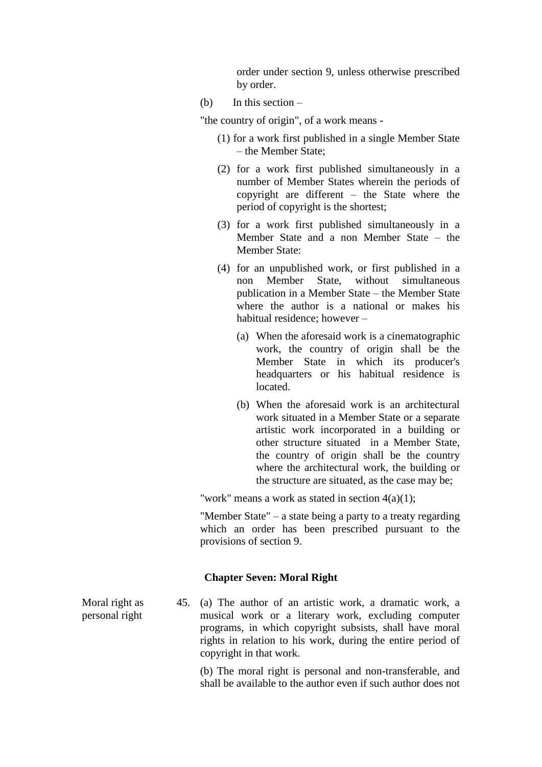order under section 9, unless otherwise prescribed by order.

(b) In this section –

"the country of origin", of a work means -

(1) for a work first published in a single Member State – the Member State;

(2) for a work first published simultaneously in a number of Member States wherein the periods of copyright are different – the State where the period of copyright is the shortest;

(3) for a work first published simultaneously in a Member State and a non Member State – the Member State:

(4) for an unpublished work, or first published in a non Member State, without simultaneous publication in a Member State – the Member State where the author is a national or makes his habitual residence; however –

(a) When the aforesaid work is a cinematographic work, the country of origin shall be the Member State in which its producer's headquarters or his habitual residence is located.

(b) When the aforesaid work is an architectural work situated in a Member State or a separate artistic work incorporated in a building or other structure situated in a Member State, the country of origin shall be the country where the architectural work, the building or the structure are situated, as the case may be;

"work" means a work as stated in section 4(a)(1);

"Member State" – a state being a party to a treaty regarding which an order has been prescribed pursuant to the provisions of section 9.

## Chapter Seven: Moral Right

*Moral right as personal right*

45. (a) The author of an artistic work, a dramatic work, a musical work or a literary work, excluding computer programs, in which copyright subsists, shall have moral rights in relation to his work, during the entire period of copyright in that work.

(b) The moral right is personal and non-transferable, and shall be available to the author even if such author does not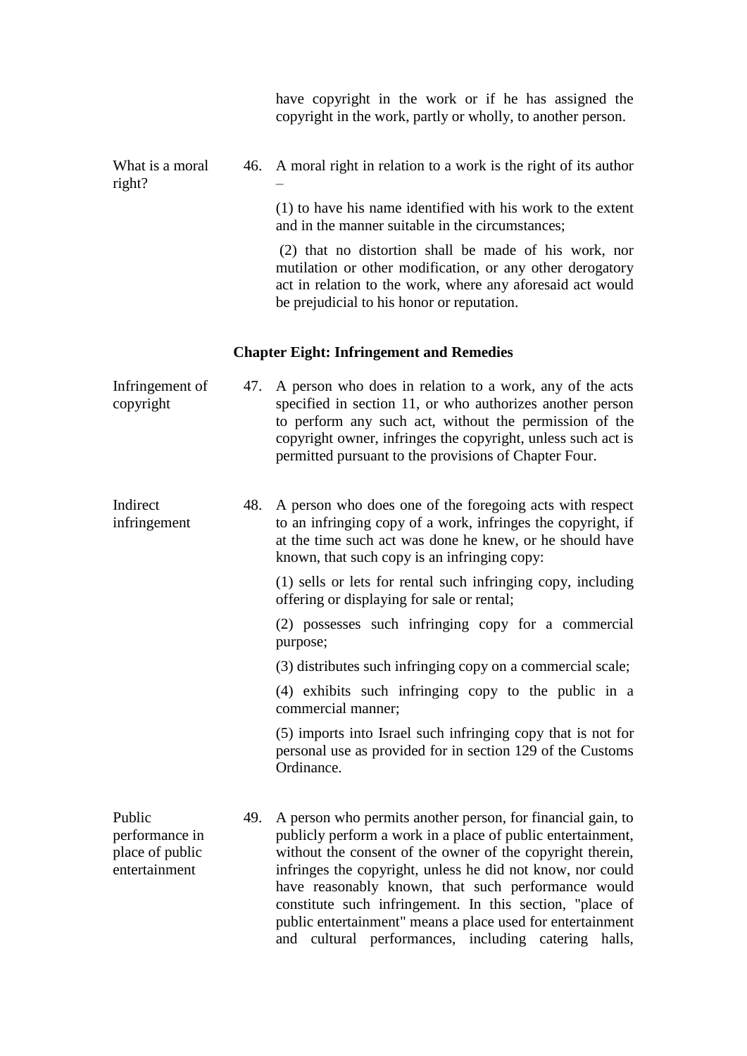have copyright in the work or if he has assigned the copyright in the work, partly or wholly, to another person.

What is a moral right?

46. A moral right in relation to a work is the right of its author –

(1) to have his name identified with his work to the extent and in the manner suitable in the circumstances;

(2) that no distortion shall be made of his work, nor mutilation or other modification, or any other derogatory act in relation to the work, where any aforesaid act would be prejudicial to his honor or reputation.

## Chapter Eight: Infringement and Remedies

Infringement of copyright

47. A person who does in relation to a work, any of the acts specified in section 11, or who authorizes another person to perform any such act, without the permission of the copyright owner, infringes the copyright, unless such act is permitted pursuant to the provisions of Chapter Four.

Indirect infringement

48. A person who does one of the foregoing acts with respect to an infringing copy of a work, infringes the copyright, if at the time such act was done he knew, or he should have known, that such copy is an infringing copy:

(1) sells or lets for rental such infringing copy, including offering or displaying for sale or rental;

(2) possesses such infringing copy for a commercial purpose;

(3) distributes such infringing copy on a commercial scale;

(4) exhibits such infringing copy to the public in a commercial manner;

(5) imports into Israel such infringing copy that is not for personal use as provided for in section 129 of the Customs Ordinance.

Public performance in place of public entertainment

49. A person who permits another person, for financial gain, to publicly perform a work in a place of public entertainment, without the consent of the owner of the copyright therein, infringes the copyright, unless he did not know, nor could have reasonably known, that such performance would constitute such infringement. In this section, "place of public entertainment" means a place used for entertainment and cultural performances, including catering halls,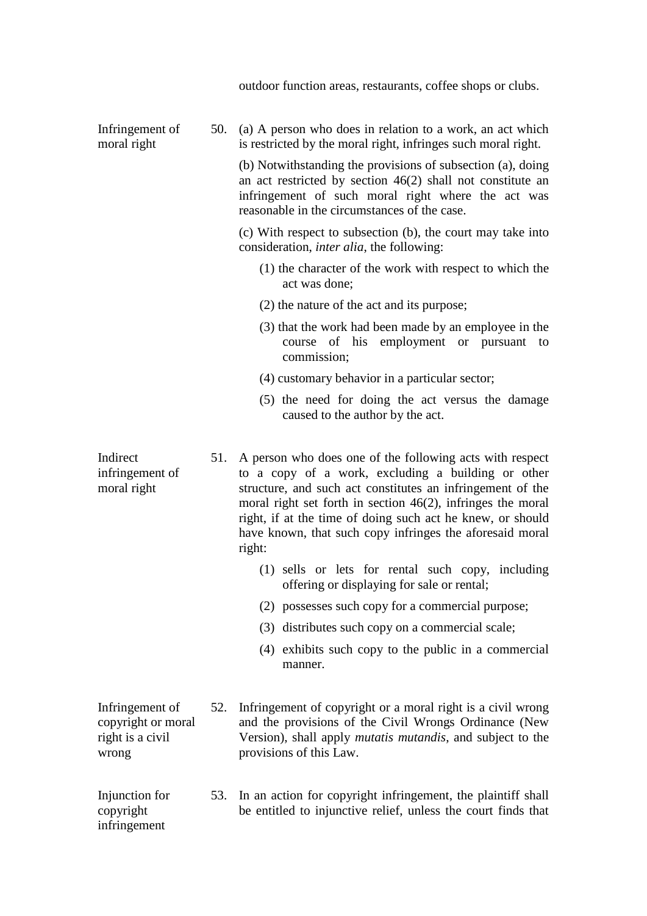outdoor function areas, restaurants, coffee shops or clubs.

**Infringement of moral right**

50. (a) A person who does in relation to a work, an act which is restricted by the moral right, infringes such moral right.

(b) Notwithstanding the provisions of subsection (a), doing an act restricted by section 46(2) shall not constitute an infringement of such moral right where the act was reasonable in the circumstances of the case.

(c) With respect to subsection (b), the court may take into consideration, *inter alia*, the following:

(1) the character of the work with respect to which the act was done;

(2) the nature of the act and its purpose;

(3) that the work had been made by an employee in the course of his employment or pursuant to commission;

(4) customary behavior in a particular sector;

(5) the need for doing the act versus the damage caused to the author by the act.

**Indirect infringement of moral right**

51. A person who does one of the following acts with respect to a copy of a work, excluding a building or other structure, and such act constitutes an infringement of the moral right set forth in section 46(2), infringes the moral right, if at the time of doing such act he knew, or should have known, that such copy infringes the aforesaid moral right:

(1) sells or lets for rental such copy, including offering or displaying for sale or rental;

(2) possesses such copy for a commercial purpose;

(3) distributes such copy on a commercial scale;

(4) exhibits such copy to the public in a commercial manner.

**Infringement of copyright or moral right is a civil wrong**

52. Infringement of copyright or a moral right is a civil wrong and the provisions of the Civil Wrongs Ordinance (New Version), shall apply *mutatis mutandis*, and subject to the provisions of this Law.

**Injunction for copyright infringement**

53. In an action for copyright infringement, the plaintiff shall be entitled to injunctive relief, unless the court finds that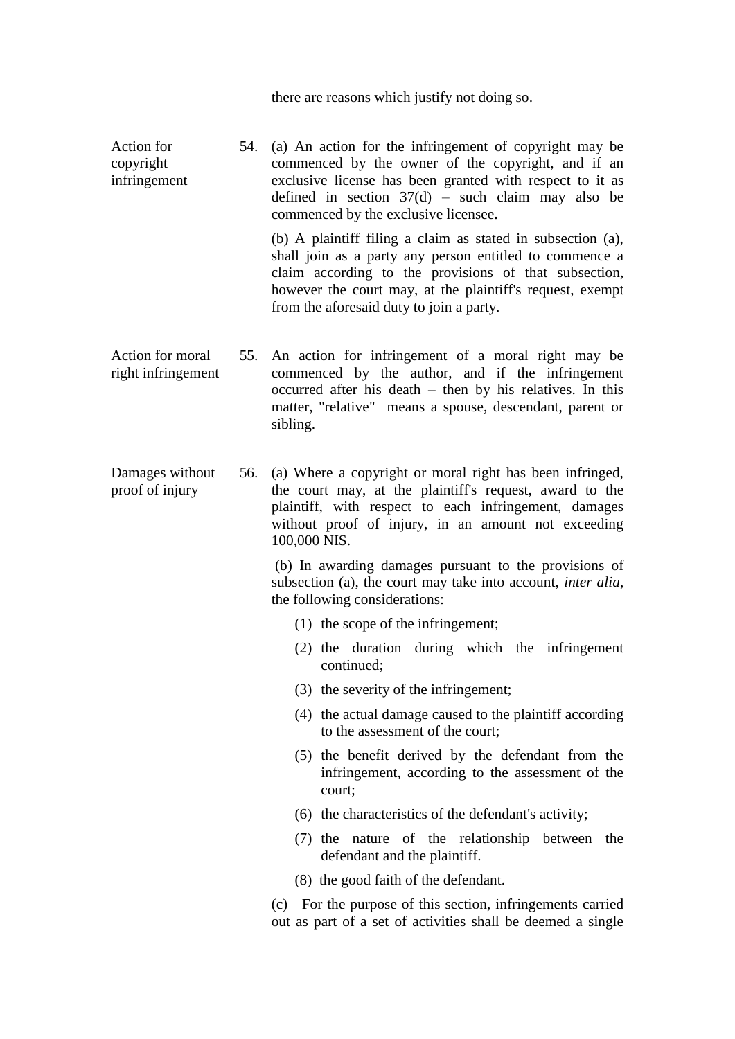there are reasons which justify not doing so.

**Action for copyright infringement**

54. (a) An action for the infringement of copyright may be commenced by the owner of the copyright, and if an exclusive license has been granted with respect to it as defined in section 37(d) – such claim may also be commenced by the exclusive licensee**.**

(b) A plaintiff filing a claim as stated in subsection (a), shall join as a party any person entitled to commence a claim according to the provisions of that subsection, however the court may, at the plaintiff's request, exempt from the aforesaid duty to join a party.

**Action for moral right infringement**

55. An action for infringement of a moral right may be commenced by the author, and if the infringement occurred after his death – then by his relatives. In this matter, "relative" means a spouse, descendant, parent or sibling.

**Damages without proof of injury**

56. (a) Where a copyright or moral right has been infringed, the court may, at the plaintiff's request, award to the plaintiff, with respect to each infringement, damages without proof of injury, in an amount not exceeding 100,000 NIS.

(b) In awarding damages pursuant to the provisions of subsection (a), the court may take into account, *inter alia*, the following considerations:

(1) the scope of the infringement;

(2) the duration during which the infringement continued;

(3) the severity of the infringement;

(4) the actual damage caused to the plaintiff according to the assessment of the court;

(5) the benefit derived by the defendant from the infringement, according to the assessment of the court;

(6) the characteristics of the defendant's activity;

(7) the nature of the relationship between the defendant and the plaintiff.

(8) the good faith of the defendant.

(c) For the purpose of this section, infringements carried out as part of a set of activities shall be deemed a single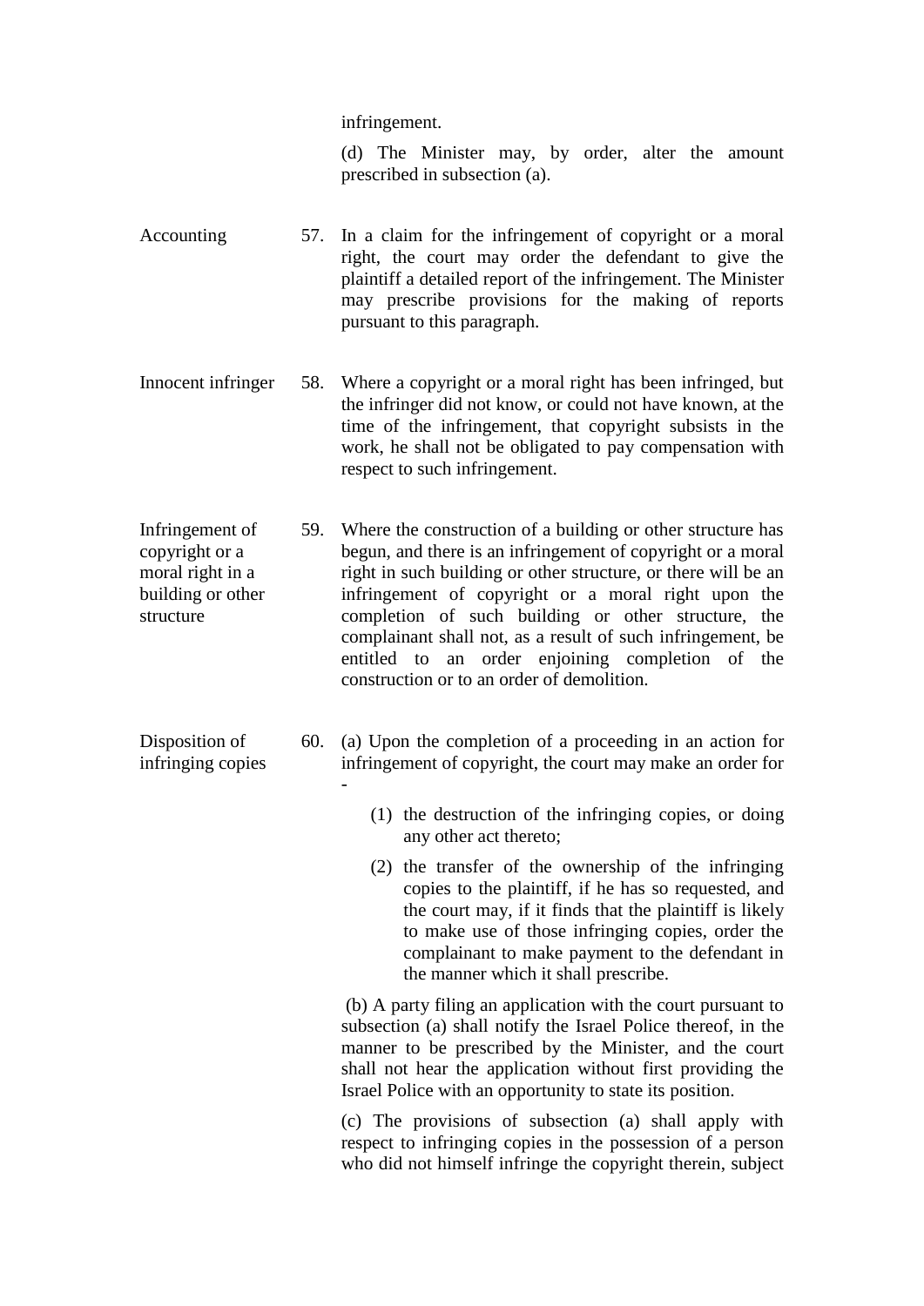infringement.

(d) The Minister may, by order, alter the amount prescribed in subsection (a).

Accounting

57. In a claim for the infringement of copyright or a moral right, the court may order the defendant to give the plaintiff a detailed report of the infringement. The Minister may prescribe provisions for the making of reports pursuant to this paragraph.

Innocent infringer

58. Where a copyright or a moral right has been infringed, but the infringer did not know, or could not have known, at the time of the infringement, that copyright subsists in the work, he shall not be obligated to pay compensation with respect to such infringement.

Infringement of copyright or a moral right in a building or other structure

59. Where the construction of a building or other structure has begun, and there is an infringement of copyright or a moral right in such building or other structure, or there will be an infringement of copyright or a moral right upon the completion of such building or other structure, the complainant shall not, as a result of such infringement, be entitled to an order enjoining completion of the construction or to an order of demolition.

Disposition of infringing copies

60. (a) Upon the completion of a proceeding in an action for infringement of copyright, the court may make an order for -

(1) the destruction of the infringing copies, or doing any other act thereto;

(2) the transfer of the ownership of the infringing copies to the plaintiff, if he has so requested, and the court may, if it finds that the plaintiff is likely to make use of those infringing copies, order the complainant to make payment to the defendant in the manner which it shall prescribe.

(b) A party filing an application with the court pursuant to subsection (a) shall notify the Israel Police thereof, in the manner to be prescribed by the Minister, and the court shall not hear the application without first providing the Israel Police with an opportunity to state its position.

(c) The provisions of subsection (a) shall apply with respect to infringing copies in the possession of a person who did not himself infringe the copyright therein, subject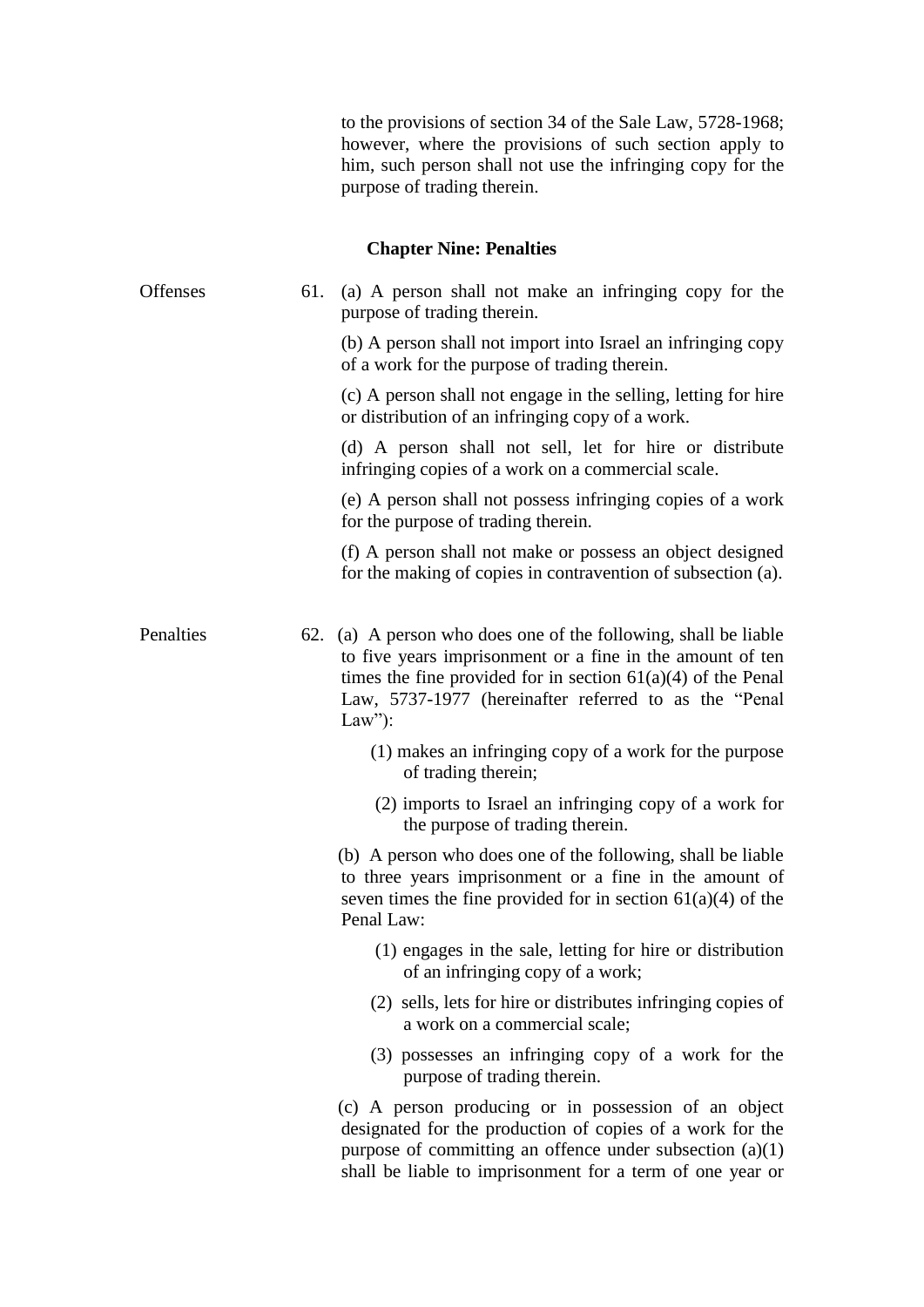to the provisions of section 34 of the Sale Law, 5728-1968; however, where the provisions of such section apply to him, such person shall not use the infringing copy for the purpose of trading therein.

## Chapter Nine: Penalties

Offenses

61. (a) A person shall not make an infringing copy for the purpose of trading therein.

(b) A person shall not import into Israel an infringing copy of a work for the purpose of trading therein.

(c) A person shall not engage in the selling, letting for hire or distribution of an infringing copy of a work.

(d) A person shall not sell, let for hire or distribute infringing copies of a work on a commercial scale.

(e) A person shall not possess infringing copies of a work for the purpose of trading therein.

(f) A person shall not make or possess an object designed for the making of copies in contravention of subsection (a).

Penalties

62. (a) A person who does one of the following, shall be liable to five years imprisonment or a fine in the amount of ten times the fine provided for in section 61(a)(4) of the Penal Law, 5737-1977 (hereinafter referred to as the "Penal Law"):

(1) makes an infringing copy of a work for the purpose of trading therein;

(2) imports to Israel an infringing copy of a work for the purpose of trading therein.

(b) A person who does one of the following, shall be liable to three years imprisonment or a fine in the amount of seven times the fine provided for in section 61(a)(4) of the Penal Law:

(1) engages in the sale, letting for hire or distribution of an infringing copy of a work;

(2) sells, lets for hire or distributes infringing copies of a work on a commercial scale;

(3) possesses an infringing copy of a work for the purpose of trading therein.

(c) A person producing or in possession of an object designated for the production of copies of a work for the purpose of committing an offence under subsection (a)(1) shall be liable to imprisonment for a term of one year or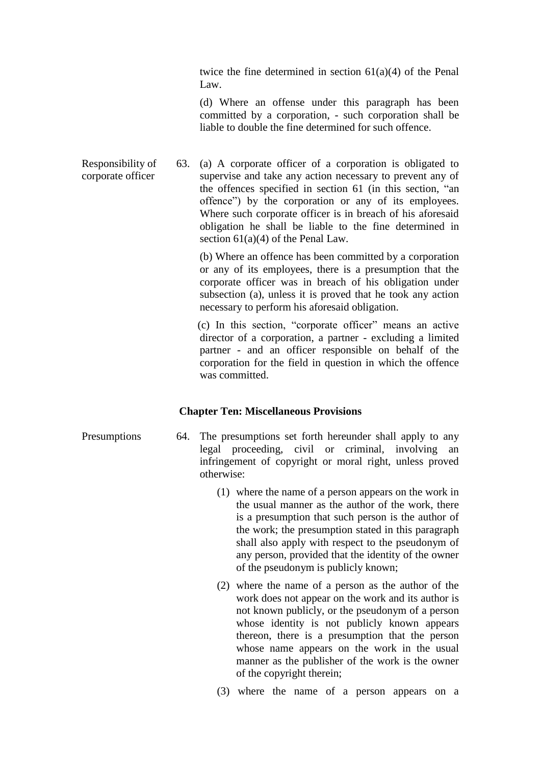twice the fine determined in section 61(a)(4) of the Penal Law.

(d) Where an offense under this paragraph has been committed by a corporation, - such corporation shall be liable to double the fine determined for such offence.

**Responsibility of corporate officer**

63. (a) A corporate officer of a corporation is obligated to supervise and take any action necessary to prevent any of the offences specified in section 61 (in this section, "an offence") by the corporation or any of its employees. Where such corporate officer is in breach of his aforesaid obligation he shall be liable to the fine determined in section 61(a)(4) of the Penal Law.

(b) Where an offence has been committed by a corporation or any of its employees, there is a presumption that the corporate officer was in breach of his obligation under subsection (a), unless it is proved that he took any action necessary to perform his aforesaid obligation.

(c) In this section, "corporate officer" means an active director of a corporation, a partner - excluding a limited partner - and an officer responsible on behalf of the corporation for the field in question in which the offence was committed.

## Chapter Ten: Miscellaneous Provisions

**Presumptions**

64. The presumptions set forth hereunder shall apply to any legal proceeding, civil or criminal, involving an infringement of copyright or moral right, unless proved otherwise:

   (1) where the name of a person appears on the work in the usual manner as the author of the work, there is a presumption that such person is the author of the work; the presumption stated in this paragraph shall also apply with respect to the pseudonym of any person, provided that the identity of the owner of the pseudonym is publicly known;

   (2) where the name of a person as the author of the work does not appear on the work and its author is not known publicly, or the pseudonym of a person whose identity is not publicly known appears thereon, there is a presumption that the person whose name appears on the work in the usual manner as the publisher of the work is the owner of the copyright therein;

   (3) where the name of a person appears on a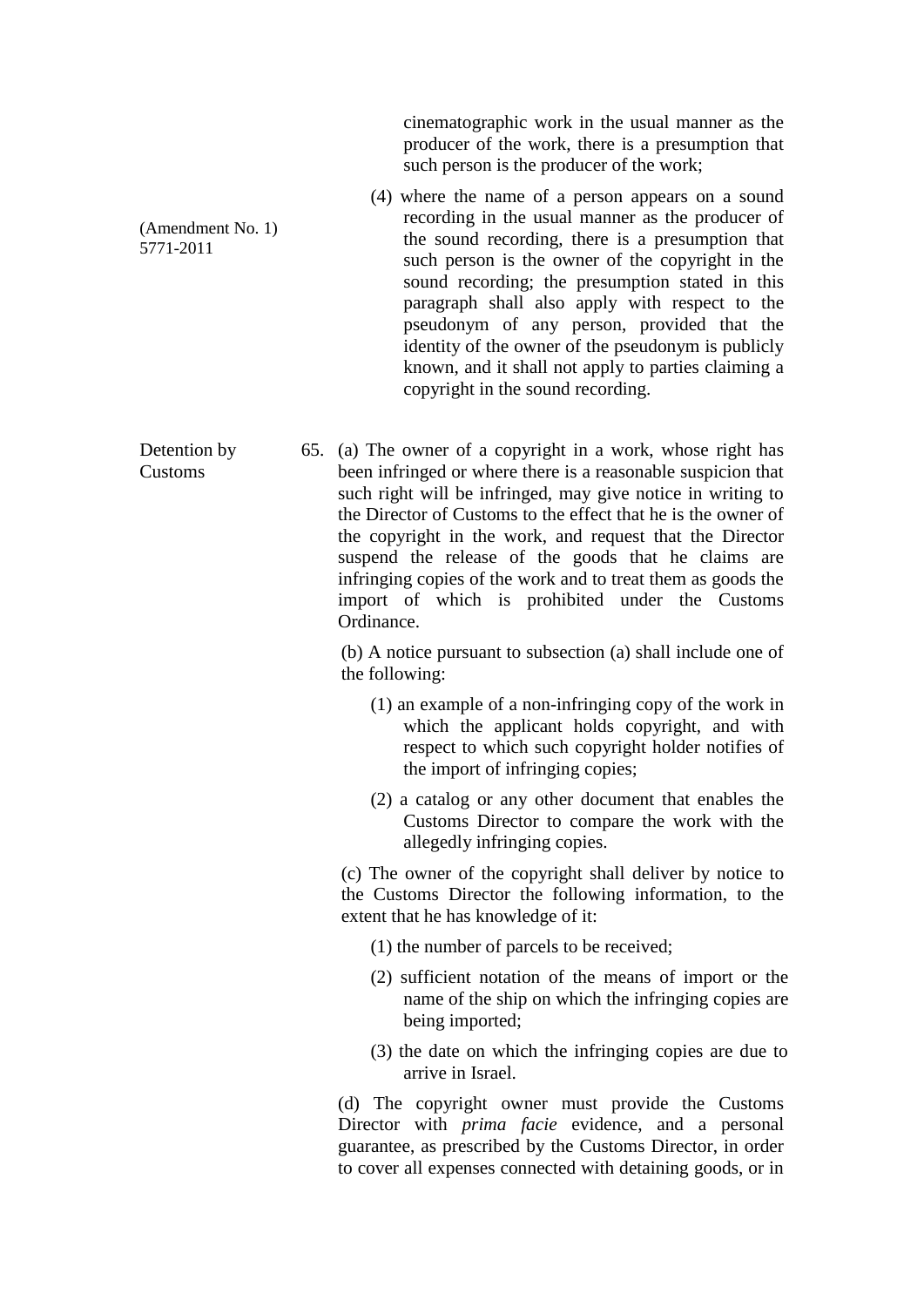cinematographic work in the usual manner as the producer of the work, there is a presumption that such person is the producer of the work;

(Amendment No. 1) 5771-2011

(4) where the name of a person appears on a sound recording in the usual manner as the producer of the sound recording, there is a presumption that such person is the owner of the copyright in the sound recording; the presumption stated in this paragraph shall also apply with respect to the pseudonym of any person, provided that the identity of the owner of the pseudonym is publicly known, and it shall not apply to parties claiming a copyright in the sound recording.

Detention by Customs

65. (a) The owner of a copyright in a work, whose right has been infringed or where there is a reasonable suspicion that such right will be infringed, may give notice in writing to the Director of Customs to the effect that he is the owner of the copyright in the work, and request that the Director suspend the release of the goods that he claims are infringing copies of the work and to treat them as goods the import of which is prohibited under the Customs Ordinance.

(b) A notice pursuant to subsection (a) shall include one of the following:

(1) an example of a non-infringing copy of the work in which the applicant holds copyright, and with respect to which such copyright holder notifies of the import of infringing copies;

(2) a catalog or any other document that enables the Customs Director to compare the work with the allegedly infringing copies.

(c) The owner of the copyright shall deliver by notice to the Customs Director the following information, to the extent that he has knowledge of it:

(1) the number of parcels to be received;

(2) sufficient notation of the means of import or the name of the ship on which the infringing copies are being imported;

(3) the date on which the infringing copies are due to arrive in Israel.

(d) The copyright owner must provide the Customs Director with *prima facie* evidence, and a personal guarantee, as prescribed by the Customs Director, in order to cover all expenses connected with detaining goods, or in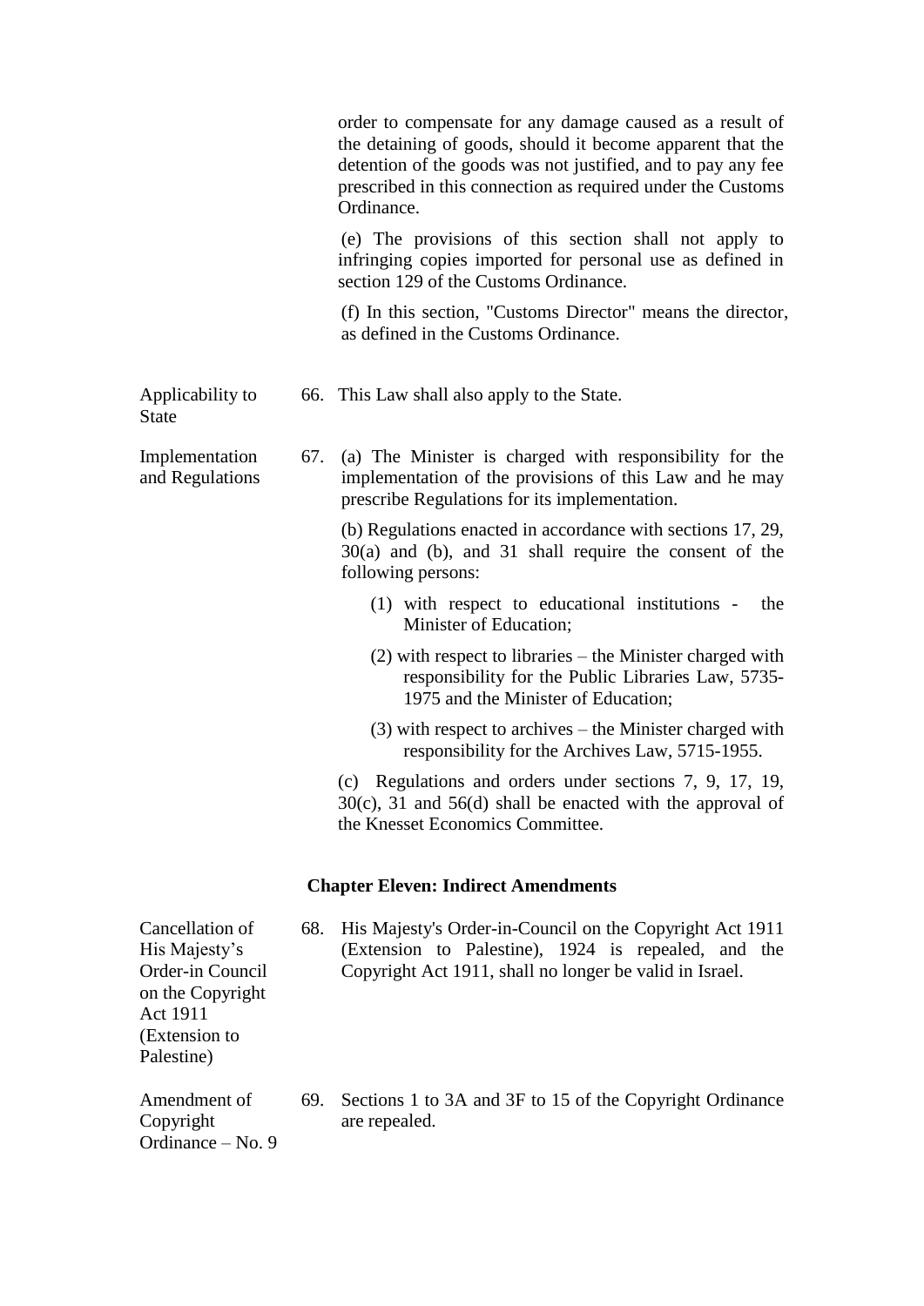order to compensate for any damage caused as a result of the detaining of goods, should it become apparent that the detention of the goods was not justified, and to pay any fee prescribed in this connection as required under the Customs Ordinance.

(e) The provisions of this section shall not apply to infringing copies imported for personal use as defined in section 129 of the Customs Ordinance.

(f) In this section, "Customs Director" means the director, as defined in the Customs Ordinance.

Applicability to State

66. This Law shall also apply to the State.

Implementation and Regulations

67. (a) The Minister is charged with responsibility for the implementation of the provisions of this Law and he may prescribe Regulations for its implementation.

(b) Regulations enacted in accordance with sections 17, 29, 30(a) and (b), and 31 shall require the consent of the following persons:

(1) with respect to educational institutions - the Minister of Education;

(2) with respect to libraries – the Minister charged with responsibility for the Public Libraries Law, 5735-1975 and the Minister of Education;

(3) with respect to archives – the Minister charged with responsibility for the Archives Law, 5715-1955.

(c) Regulations and orders under sections 7, 9, 17, 19, 30(c), 31 and 56(d) shall be enacted with the approval of the Knesset Economics Committee.

## Chapter Eleven: Indirect Amendments

Cancellation of His Majesty's Order-in Council on the Copyright Act 1911 (Extension to Palestine)

68. His Majesty's Order-in-Council on the Copyright Act 1911 (Extension to Palestine), 1924 is repealed, and the Copyright Act 1911, shall no longer be valid in Israel.

Amendment of Copyright Ordinance – No. 9

69. Sections 1 to 3A and 3F to 15 of the Copyright Ordinance are repealed.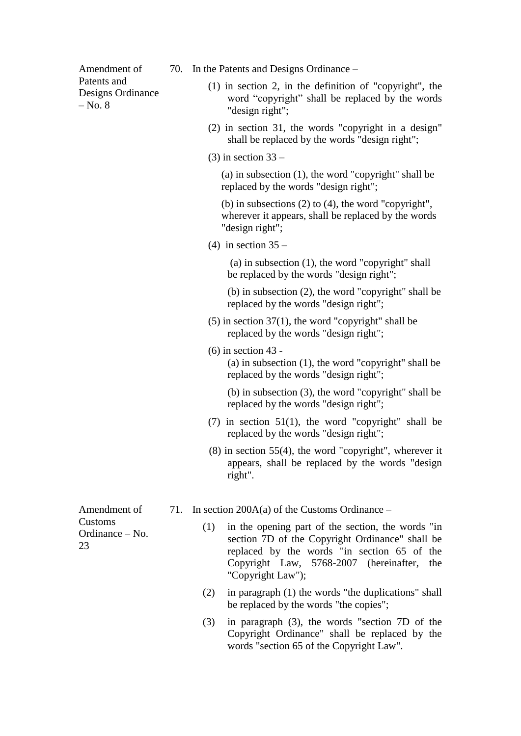Amendment of Patents and Designs Ordinance – No. 8

70. In the Patents and Designs Ordinance –

(1) in section 2, in the definition of "copyright", the word “copyright” shall be replaced by the words "design right";

(2) in section 31, the words "copyright in a design" shall be replaced by the words "design right";

(3) in section 33 –

(a) in subsection (1), the word "copyright" shall be replaced by the words "design right";

(b) in subsections (2) to (4), the word "copyright", wherever it appears, shall be replaced by the words "design right";

(4) in section 35 –

(a) in subsection (1), the word "copyright" shall be replaced by the words "design right";

(b) in subsection (2), the word "copyright" shall be replaced by the words "design right";

(5) in section 37(1), the word "copyright" shall be replaced by the words "design right";

(6) in section 43 -

(a) in subsection (1), the word "copyright" shall be replaced by the words "design right";

(b) in subsection (3), the word "copyright" shall be replaced by the words "design right";

(7) in section 51(1), the word "copyright" shall be replaced by the words "design right";

(8) in section 55(4), the word "copyright", wherever it appears, shall be replaced by the words "design right".

Amendment of Customs Ordinance – No. 23

71. In section 200A(a) of the Customs Ordinance –

(1) in the opening part of the section, the words "in section 7D of the Copyright Ordinance" shall be replaced by the words "in section 65 of the Copyright Law, 5768-2007 (hereinafter, the "Copyright Law");

(2) in paragraph (1) the words "the duplications" shall be replaced by the words "the copies";

(3) in paragraph (3), the words "section 7D of the Copyright Ordinance" shall be replaced by the words "section 65 of the Copyright Law".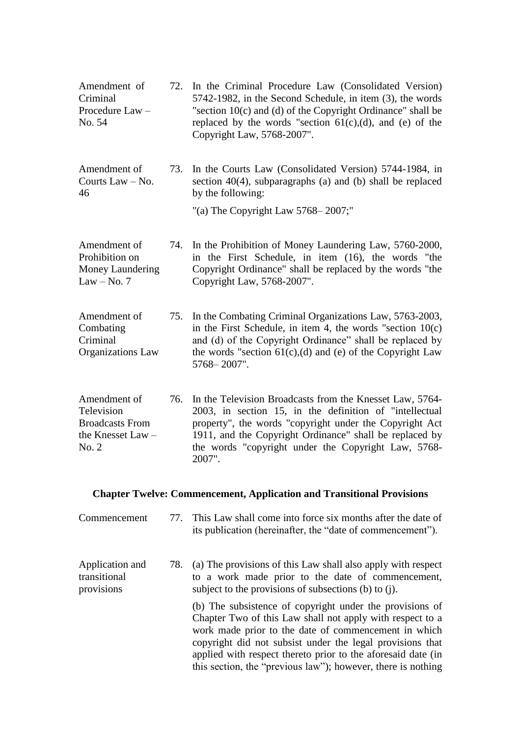Amendment of Criminal Procedure Law – No. 54

72. In the Criminal Procedure Law (Consolidated Version) 5742-1982, in the Second Schedule, in item (3), the words "section 10(c) and (d) of the Copyright Ordinance" shall be replaced by the words "section 61(c),(d), and (e) of the Copyright Law, 5768-2007".

Amendment of Courts Law – No. 46

73. In the Courts Law (Consolidated Version) 5744-1984, in section 40(4), subparagraphs (a) and (b) shall be replaced by the following:

"(a) The Copyright Law 5768– 2007;"

Amendment of Prohibition on Money Laundering Law – No. 7

74. In the Prohibition of Money Laundering Law, 5760-2000, in the First Schedule, in item (16), the words "the Copyright Ordinance" shall be replaced by the words "the Copyright Law, 5768-2007".

Amendment of Combating Criminal Organizations Law

75. In the Combating Criminal Organizations Law, 5763-2003, in the First Schedule, in item 4, the words "section 10(c) and (d) of the Copyright Ordinance" shall be replaced by the words "section 61(c),(d) and (e) of the Copyright Law 5768– 2007".

Amendment of Television Broadcasts From the Knesset Law – No. 2

76. In the Television Broadcasts from the Knesset Law, 5764-2003, in section 15, in the definition of "intellectual property", the words "copyright under the Copyright Act 1911, and the Copyright Ordinance" shall be replaced by the words "copyright under the Copyright Law, 5768-2007".

## Chapter Twelve: Commencement, Application and Transitional Provisions

Commencement

77. This Law shall come into force six months after the date of its publication (hereinafter, the "date of commencement").

Application and transitional provisions

78. (a) The provisions of this Law shall also apply with respect to a work made prior to the date of commencement, subject to the provisions of subsections (b) to (j).

(b) The subsistence of copyright under the provisions of Chapter Two of this Law shall not apply with respect to a work made prior to the date of commencement in which copyright did not subsist under the legal provisions that applied with respect thereto prior to the aforesaid date (in this section, the "previous law"); however, there is nothing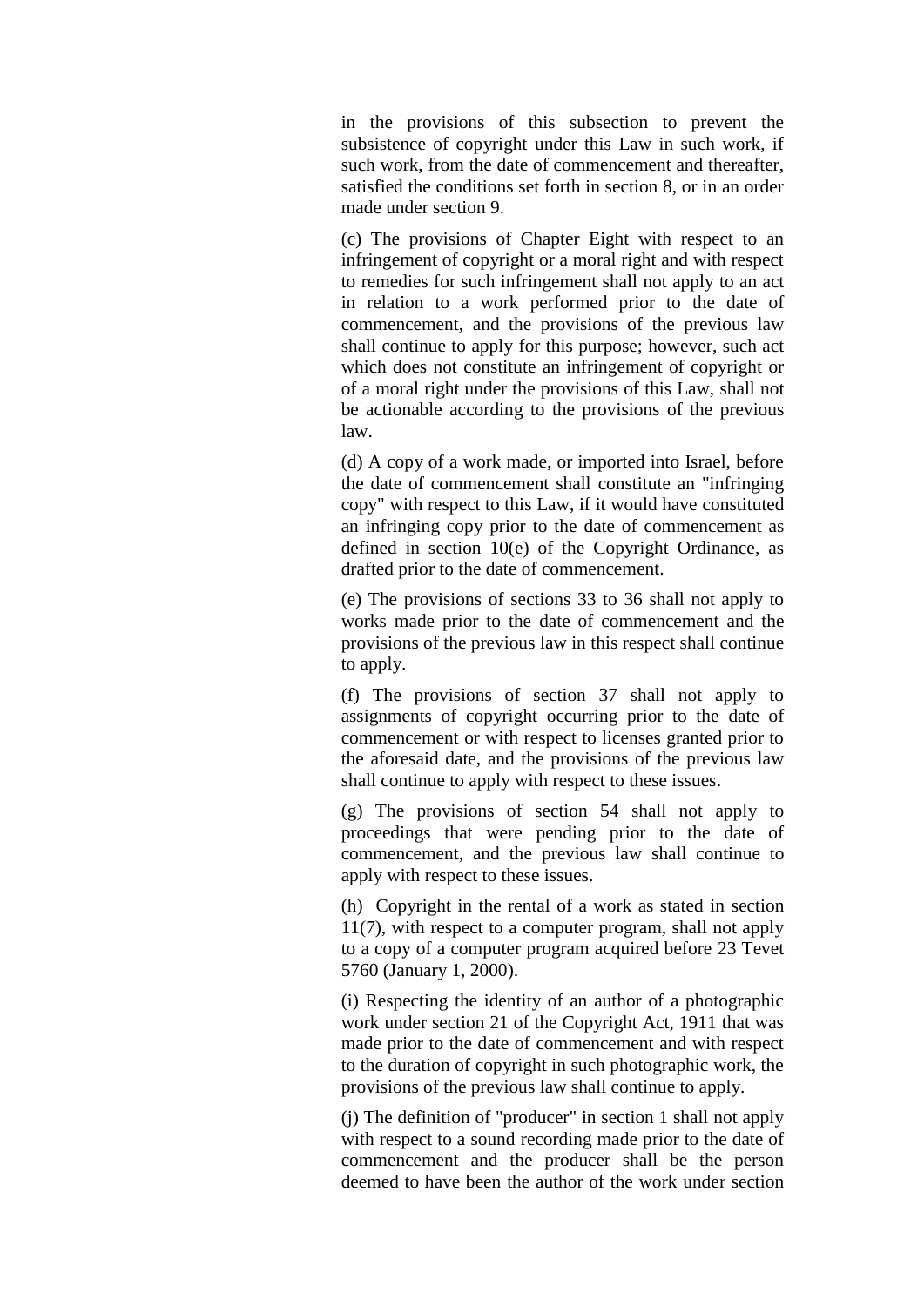in the provisions of this subsection to prevent the subsistence of copyright under this Law in such work, if such work, from the date of commencement and thereafter, satisfied the conditions set forth in section 8, or in an order made under section 9.

(c) The provisions of Chapter Eight with respect to an infringement of copyright or a moral right and with respect to remedies for such infringement shall not apply to an act in relation to a work performed prior to the date of commencement, and the provisions of the previous law shall continue to apply for this purpose; however, such act which does not constitute an infringement of copyright or of a moral right under the provisions of this Law, shall not be actionable according to the provisions of the previous law.

(d) A copy of a work made, or imported into Israel, before the date of commencement shall constitute an "infringing copy" with respect to this Law, if it would have constituted an infringing copy prior to the date of commencement as defined in section 10(e) of the Copyright Ordinance, as drafted prior to the date of commencement.

(e) The provisions of sections 33 to 36 shall not apply to works made prior to the date of commencement and the provisions of the previous law in this respect shall continue to apply.

(f) The provisions of section 37 shall not apply to assignments of copyright occurring prior to the date of commencement or with respect to licenses granted prior to the aforesaid date, and the provisions of the previous law shall continue to apply with respect to these issues.

(g) The provisions of section 54 shall not apply to proceedings that were pending prior to the date of commencement, and the previous law shall continue to apply with respect to these issues.

(h) Copyright in the rental of a work as stated in section 11(7), with respect to a computer program, shall not apply to a copy of a computer program acquired before 23 Tevet 5760 (January 1, 2000).

(i) Respecting the identity of an author of a photographic work under section 21 of the Copyright Act, 1911 that was made prior to the date of commencement and with respect to the duration of copyright in such photographic work, the provisions of the previous law shall continue to apply.

(j) The definition of "producer" in section 1 shall not apply with respect to a sound recording made prior to the date of commencement and the producer shall be the person deemed to have been the author of the work under section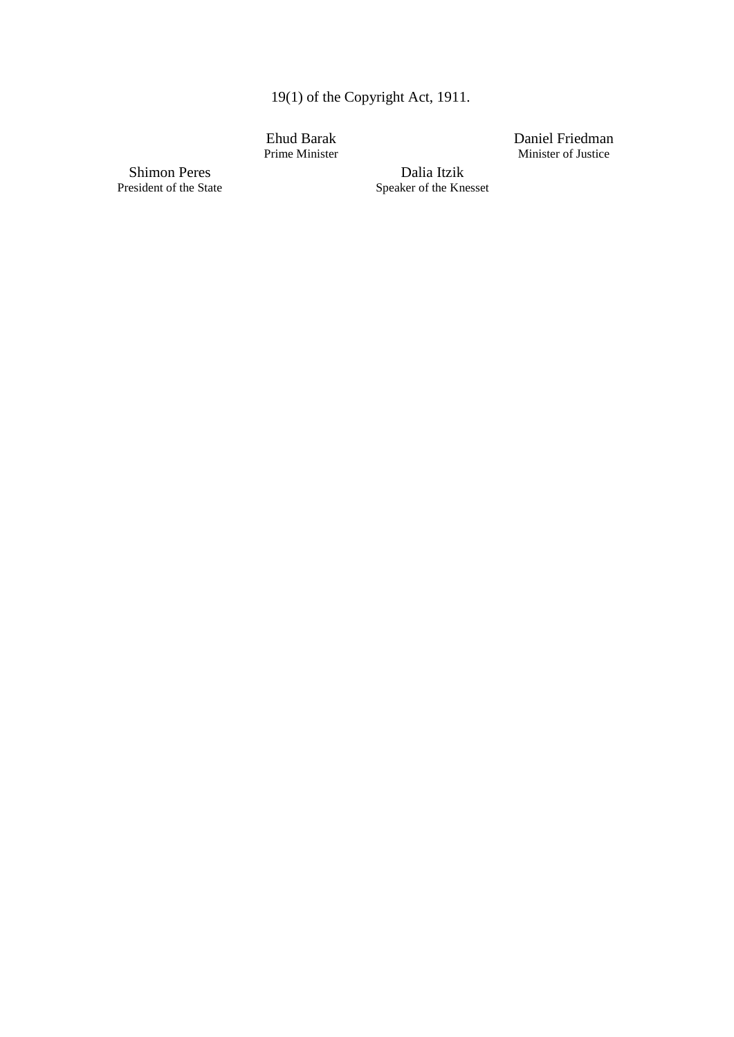19(1) of the Copyright Act, 1911.

Ehud Barak
Prime Minister

Daniel Friedman
Minister of Justice

Shimon Peres
President of the State

Dalia Itzik
Speaker of the Knesset